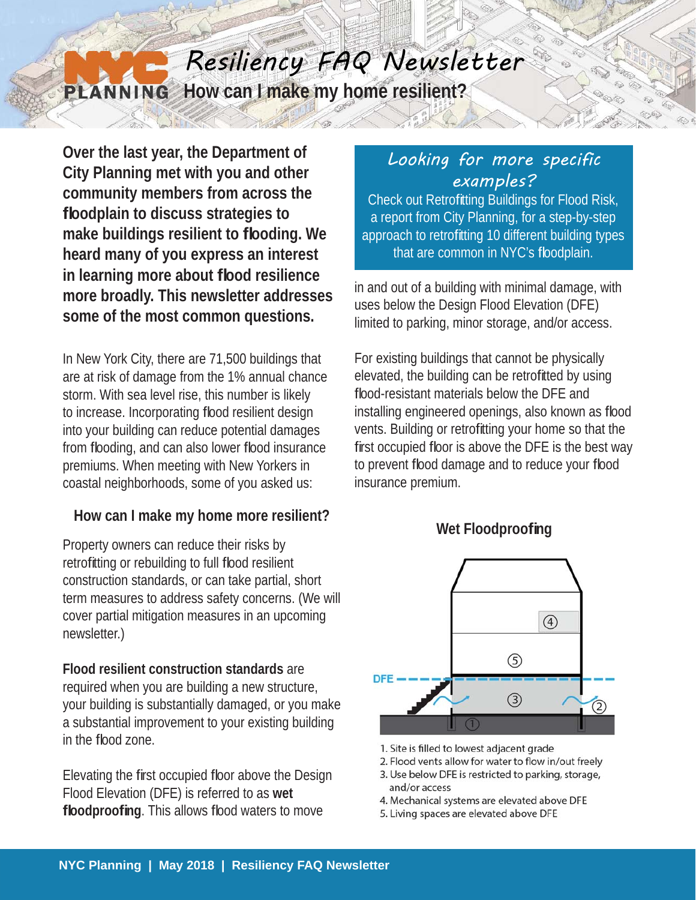# Resiliency FAQ Newsletter

## How can I make my home resilient?

**Over the last year, the Department of City Planning met with you and other community members from across the floodplain to discuss strategies to make buildings resilient to flooding. We heard many of you express an interest in learning more about flood resilience more broadly. This newsletter addresses some of the most common questions.**

In New York City, there are 71,500 buildings that are at risk of damage from the 1% annual chance storm. With sea level rise, this number is likely to increase. Incorporating flood resilient design into your building can reduce potential damages from flooding, and can also lower flood insurance premiums. When meeting with New Yorkers in coastal neighborhoods, some of you asked us:

### How can I make my home more resilient?

Property owners can reduce their risks by retrofitting or rebuilding to full flood resilient construction standards, or can take partial, short term measures to address safety concerns. (We will cover partial mitigation measures in an upcoming newsletter.)

**Flood resilient construction standards** are required when you are building a new structure, your building is substantially damaged, or you make a substantial improvement to your existing building in the flood zone.

Elevating the first occupied floor above the Design Flood Elevation (DFE) is referred to as **wet floodproofing**. This allows flood waters to move in and out of a building with minimal damage, with uses below the Design Flood Elevation (DFE) limited to parking, minor storage, and/or access.

For existing buildings that cannot be physically elevated, the building can be retrofitted by using flood-resistant materials below the DFE and installing engineered openings, also known as flood vents. Building or retrofitting your home so that the first occupied floor is above the DFE is the best way to prevent flood damage and to reduce your flood insurance premium.

> *Looking for more specific examples?*
>
> Check out Retrofitting Buildings for Flood Risk, a report from City Planning, for a step-by-step approach to retrofitting 10 different building types that are common in NYC's floodplain.

### Wet Floodproofing

1. Site is filled to lowest adjacent grade
2. Flood vents allow for water to flow in/out freely
3. Use below DFE is restricted to parking, storage, and/or access
4. Mechanical systems are elevated above DFE
5. Living spaces are elevated above DFE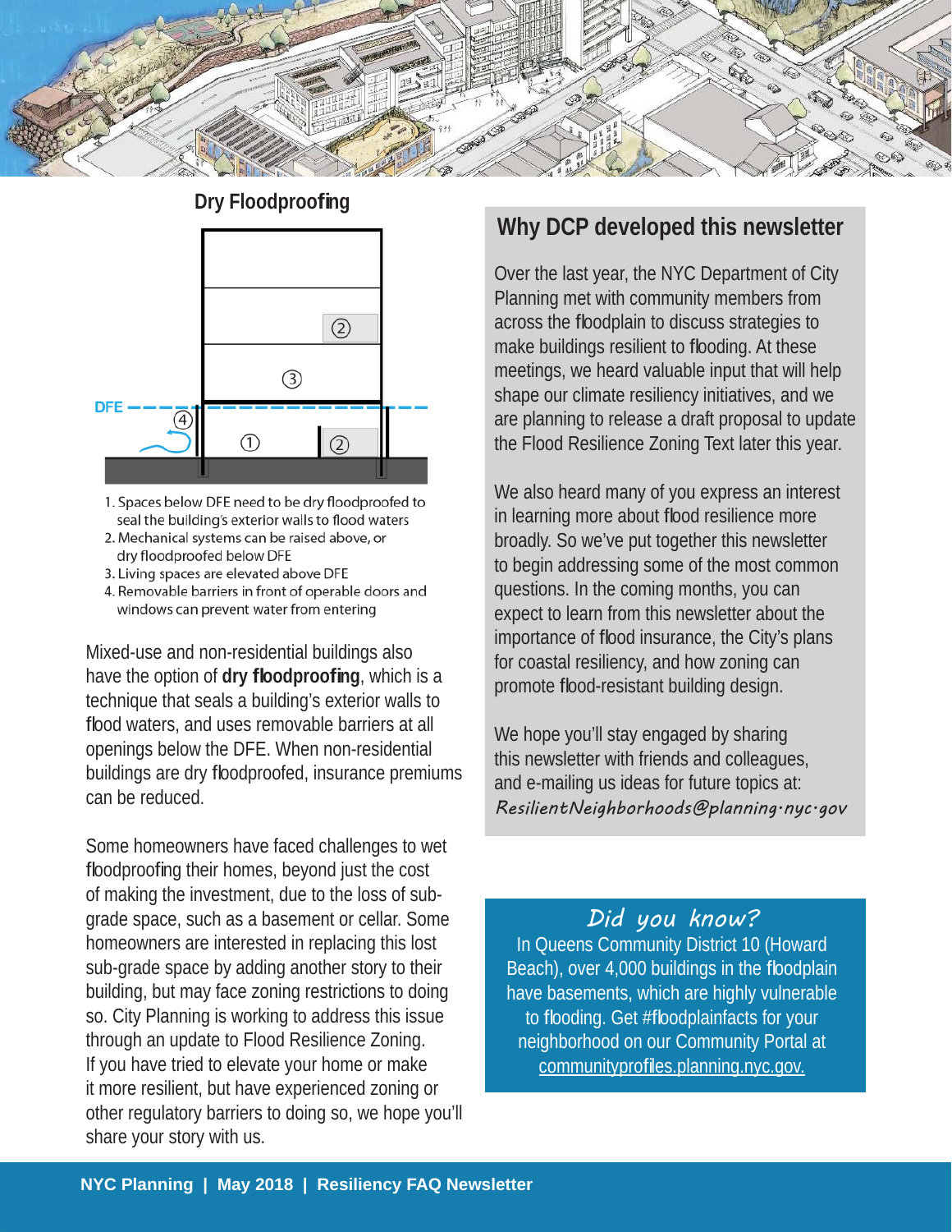## Dry Floodproofing

DFE

① ② ③ ④

1. Spaces below DFE need to be dry floodproofed to seal the building's exterior walls to flood waters
2. Mechanical systems can be raised above, or dry floodproofed below DFE
3. Living spaces are elevated above DFE
4. Removable barriers in front of operable doors and windows can prevent water from entering

Mixed-use and non-residential buildings also have the option of **dry floodproofing**, which is a technique that seals a building's exterior walls to flood waters, and uses removable barriers at all openings below the DFE. When non-residential buildings are dry floodproofed, insurance premiums can be reduced.

Some homeowners have faced challenges to wet floodproofing their homes, beyond just the cost of making the investment, due to the loss of sub-grade space, such as a basement or cellar. Some homeowners are interested in replacing this lost sub-grade space by adding another story to their building, but may face zoning restrictions to doing so. City Planning is working to address this issue through an update to Flood Resilience Zoning. If you have tried to elevate your home or make it more resilient, but have experienced zoning or other regulatory barriers to doing so, we hope you'll share your story with us.

## Why DCP developed this newsletter

Over the last year, the NYC Department of City Planning met with community members from across the floodplain to discuss strategies to make buildings resilient to flooding. At these meetings, we heard valuable input that will help shape our climate resiliency initiatives, and we are planning to release a draft proposal to update the Flood Resilience Zoning Text later this year.

We also heard many of you express an interest in learning more about flood resilience more broadly. So we've put together this newsletter to begin addressing some of the most common questions. In the coming months, you can expect to learn from this newsletter about the importance of flood insurance, the City's plans for coastal resiliency, and how zoning can promote flood-resistant building design.

We hope you'll stay engaged by sharing this newsletter with friends and colleagues, and e-mailing us ideas for future topics at:
*ResilientNeighborhoods@planning.nyc.gov*

### *Did you know?*

In Queens Community District 10 (Howard Beach), over 4,000 buildings in the floodplain have basements, which are highly vulnerable to flooding. Get #floodplainfacts for your neighborhood on our Community Portal at communityprofiles.planning.nyc.gov.